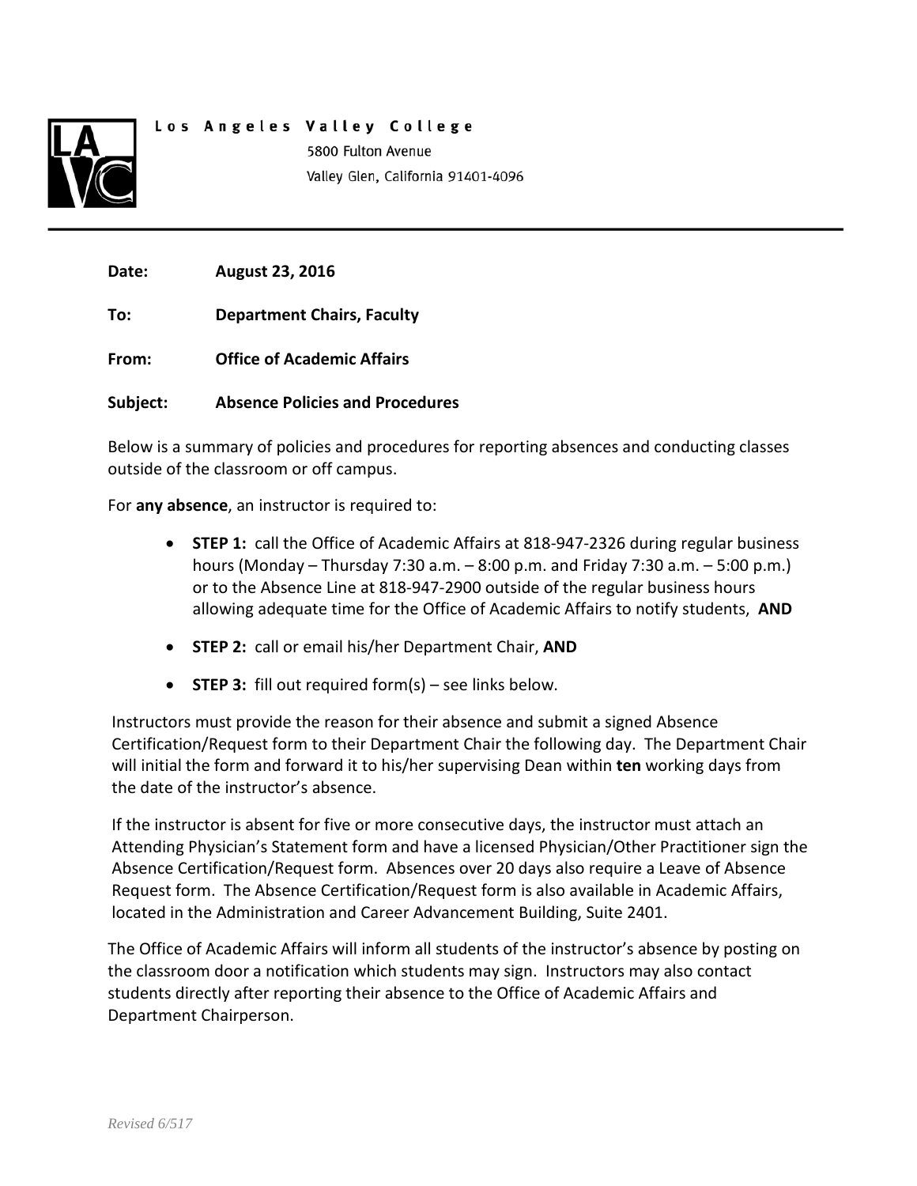**Los Angeles Valley College**
5800 Fulton Avenue
Valley Glen, California 91401-4096

---

**Date:** **August 23, 2016**

**To:** **Department Chairs, Faculty**

**From:** **Office of Academic Affairs**

**Subject:** **Absence Policies and Procedures**

Below is a summary of policies and procedures for reporting absences and conducting classes outside of the classroom or off campus.

For **any absence**, an instructor is required to:

- **STEP 1:** call the Office of Academic Affairs at 818-947-2326 during regular business hours (Monday – Thursday 7:30 a.m. – 8:00 p.m. and Friday 7:30 a.m. – 5:00 p.m.) or to the Absence Line at 818-947-2900 outside of the regular business hours allowing adequate time for the Office of Academic Affairs to notify students, **AND**
- **STEP 2:** call or email his/her Department Chair, **AND**
- **STEP 3:** fill out required form(s) – see links below.

Instructors must provide the reason for their absence and submit a signed Absence Certification/Request form to their Department Chair the following day. The Department Chair will initial the form and forward it to his/her supervising Dean within **ten** working days from the date of the instructor's absence.

If the instructor is absent for five or more consecutive days, the instructor must attach an Attending Physician's Statement form and have a licensed Physician/Other Practitioner sign the Absence Certification/Request form. Absences over 20 days also require a Leave of Absence Request form. The Absence Certification/Request form is also available in Academic Affairs, located in the Administration and Career Advancement Building, Suite 2401.

The Office of Academic Affairs will inform all students of the instructor's absence by posting on the classroom door a notification which students may sign. Instructors may also contact students directly after reporting their absence to the Office of Academic Affairs and Department Chairperson.

*Revised 6/517*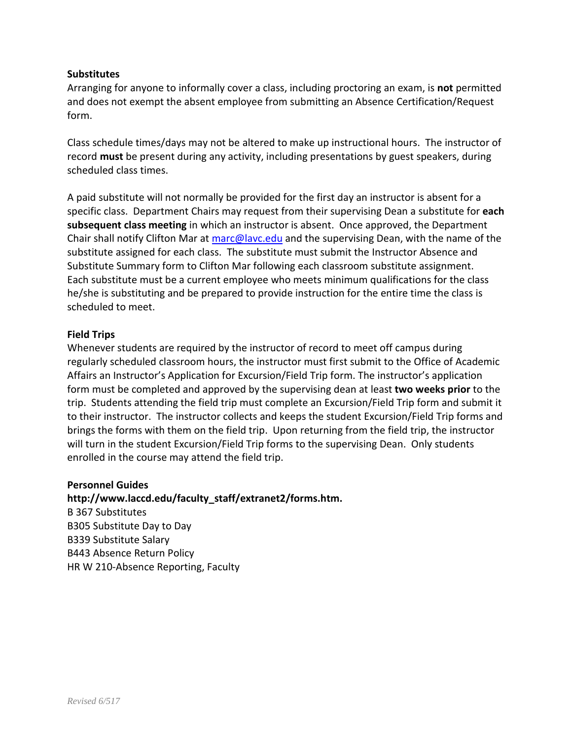**Substitutes**

Arranging for anyone to informally cover a class, including proctoring an exam, is **not** permitted and does not exempt the absent employee from submitting an Absence Certification/Request form.

Class schedule times/days may not be altered to make up instructional hours. The instructor of record **must** be present during any activity, including presentations by guest speakers, during scheduled class times.

A paid substitute will not normally be provided for the first day an instructor is absent for a specific class. Department Chairs may request from their supervising Dean a substitute for **each subsequent class meeting** in which an instructor is absent. Once approved, the Department Chair shall notify Clifton Mar at marc@lavc.edu and the supervising Dean, with the name of the substitute assigned for each class. The substitute must submit the Instructor Absence and Substitute Summary form to Clifton Mar following each classroom substitute assignment. Each substitute must be a current employee who meets minimum qualifications for the class he/she is substituting and be prepared to provide instruction for the entire time the class is scheduled to meet.

**Field Trips**

Whenever students are required by the instructor of record to meet off campus during regularly scheduled classroom hours, the instructor must first submit to the Office of Academic Affairs an Instructor's Application for Excursion/Field Trip form. The instructor's application form must be completed and approved by the supervising dean at least **two weeks prior** to the trip. Students attending the field trip must complete an Excursion/Field Trip form and submit it to their instructor. The instructor collects and keeps the student Excursion/Field Trip forms and brings the forms with them on the field trip. Upon returning from the field trip, the instructor will turn in the student Excursion/Field Trip forms to the supervising Dean. Only students enrolled in the course may attend the field trip.

**Personnel Guides**

**http://www.laccd.edu/faculty_staff/extranet2/forms.htm.**

B 367 Substitutes
B305 Substitute Day to Day
B339 Substitute Salary
B443 Absence Return Policy
HR W 210-Absence Reporting, Faculty

*Revised 6/517*